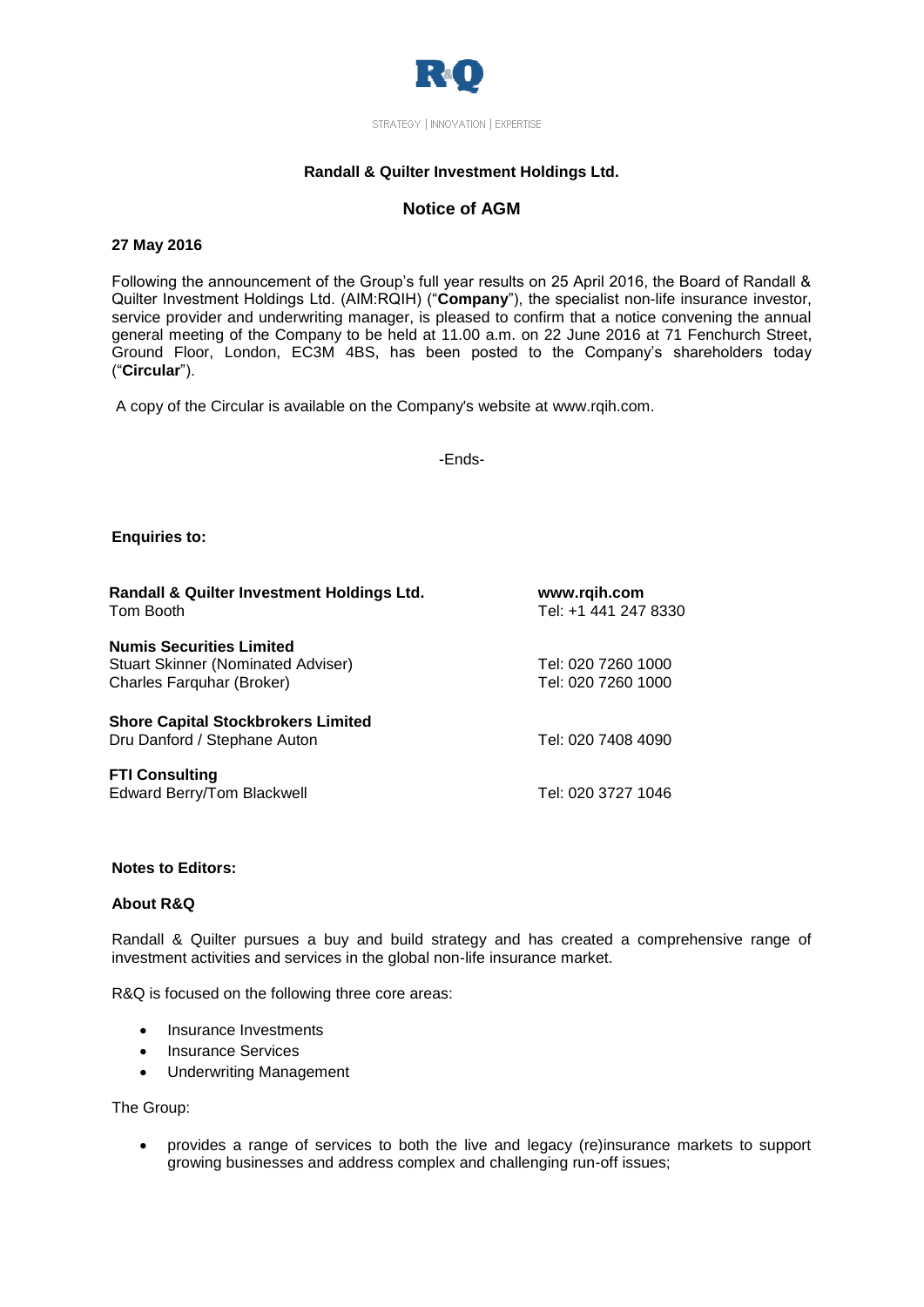R&Q

STRATEGY | INNOVATION | EXPERTISE

**Randall & Quilter Investment Holdings Ltd.**

## Notice of AGM

**27 May 2016**

Following the announcement of the Group's full year results on 25 April 2016, the Board of Randall & Quilter Investment Holdings Ltd. (AIM:RQIH) ("**Company**"), the specialist non-life insurance investor, service provider and underwriting manager, is pleased to confirm that a notice convening the annual general meeting of the Company to be held at 11.00 a.m. on 22 June 2016 at 71 Fenchurch Street, Ground Floor, London, EC3M 4BS, has been posted to the Company's shareholders today ("**Circular**").

A copy of the Circular is available on the Company's website at www.rqih.com.

-Ends-

**Enquiries to:**

| | |
|---|---|
| **Randall & Quilter Investment Holdings Ltd.** | **www.rqih.com** |
| Tom Booth | Tel: +1 441 247 8330 |
| | |
| **Numis Securities Limited** | |
| Stuart Skinner (Nominated Adviser) | Tel: 020 7260 1000 |
| Charles Farquhar (Broker) | Tel: 020 7260 1000 |
| | |
| **Shore Capital Stockbrokers Limited** | |
| Dru Danford / Stephane Auton | Tel: 020 7408 4090 |
| | |
| **FTI Consulting** | |
| Edward Berry/Tom Blackwell | Tel: 020 3727 1046 |

**Notes to Editors:**

**About R&Q**

Randall & Quilter pursues a buy and build strategy and has created a comprehensive range of investment activities and services in the global non-life insurance market.

R&Q is focused on the following three core areas:

- Insurance Investments
- Insurance Services
- Underwriting Management

The Group:

- provides a range of services to both the live and legacy (re)insurance markets to support growing businesses and address complex and challenging run-off issues;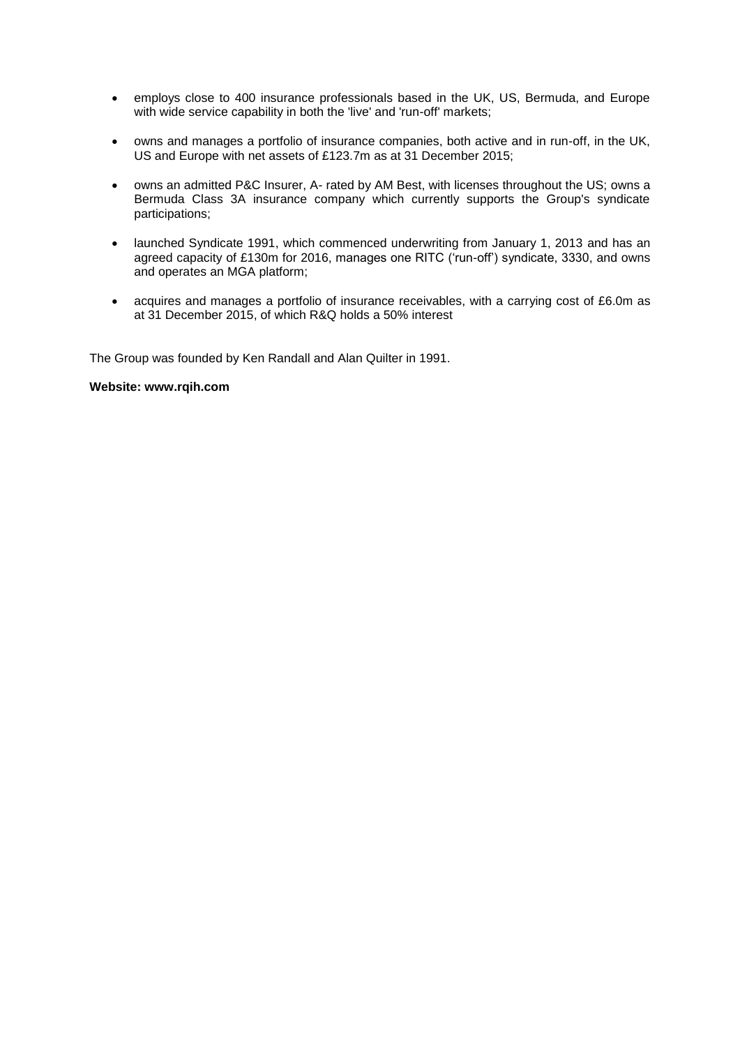- employs close to 400 insurance professionals based in the UK, US, Bermuda, and Europe with wide service capability in both the 'live' and 'run-off' markets;
- owns and manages a portfolio of insurance companies, both active and in run-off, in the UK, US and Europe with net assets of £123.7m as at 31 December 2015;
- owns an admitted P&C Insurer, A- rated by AM Best, with licenses throughout the US; owns a Bermuda Class 3A insurance company which currently supports the Group's syndicate participations;
- launched Syndicate 1991, which commenced underwriting from January 1, 2013 and has an agreed capacity of £130m for 2016, manages one RITC ('run-off') syndicate, 3330, and owns and operates an MGA platform;
- acquires and manages a portfolio of insurance receivables, with a carrying cost of £6.0m as at 31 December 2015, of which R&Q holds a 50% interest

The Group was founded by Ken Randall and Alan Quilter in 1991.

**Website: www.rqih.com**